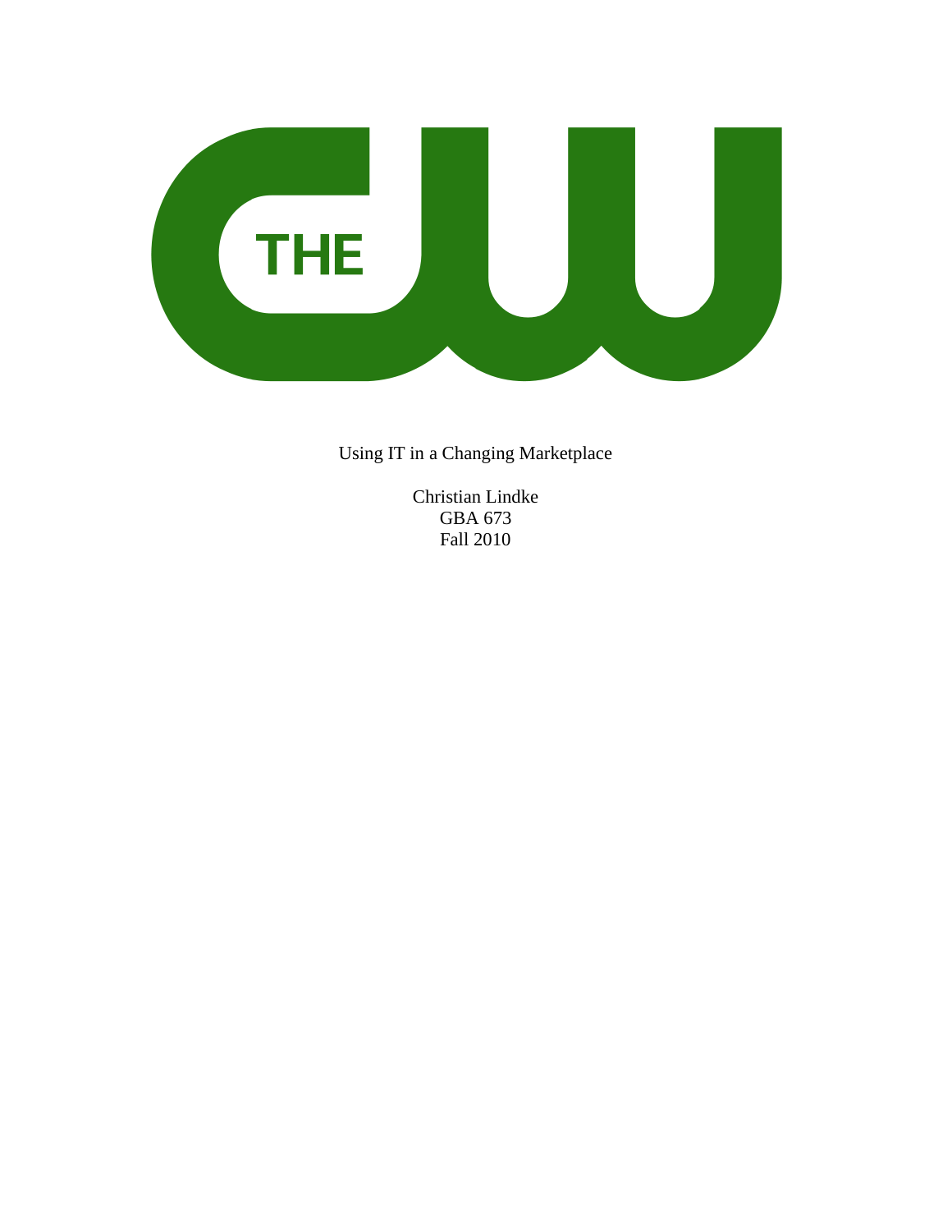Using IT in a Changing Marketplace

Christian Lindke
GBA 673
Fall 2010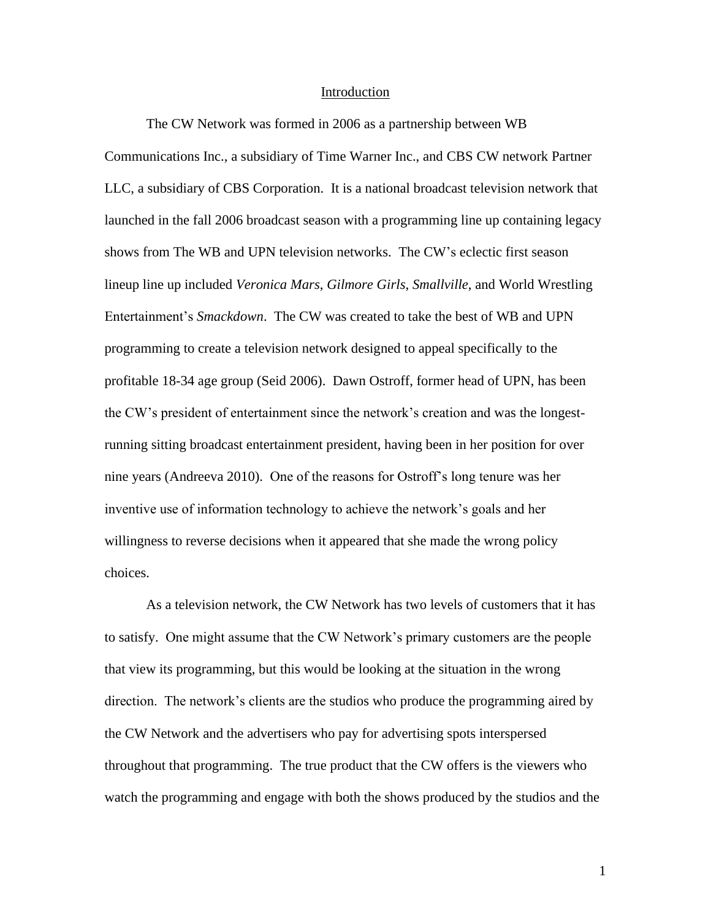## Introduction

The CW Network was formed in 2006 as a partnership between WB Communications Inc., a subsidiary of Time Warner Inc., and CBS CW network Partner LLC, a subsidiary of CBS Corporation. It is a national broadcast television network that launched in the fall 2006 broadcast season with a programming line up containing legacy shows from The WB and UPN television networks. The CW's eclectic first season lineup line up included *Veronica Mars*, *Gilmore Girls*, *Smallville*, and World Wrestling Entertainment's *Smackdown*. The CW was created to take the best of WB and UPN programming to create a television network designed to appeal specifically to the profitable 18-34 age group (Seid 2006). Dawn Ostroff, former head of UPN, has been the CW's president of entertainment since the network's creation and was the longest-running sitting broadcast entertainment president, having been in her position for over nine years (Andreeva 2010). One of the reasons for Ostroff's long tenure was her inventive use of information technology to achieve the network's goals and her willingness to reverse decisions when it appeared that she made the wrong policy choices.

As a television network, the CW Network has two levels of customers that it has to satisfy. One might assume that the CW Network's primary customers are the people that view its programming, but this would be looking at the situation in the wrong direction. The network's clients are the studios who produce the programming aired by the CW Network and the advertisers who pay for advertising spots interspersed throughout that programming. The true product that the CW offers is the viewers who watch the programming and engage with both the shows produced by the studios and the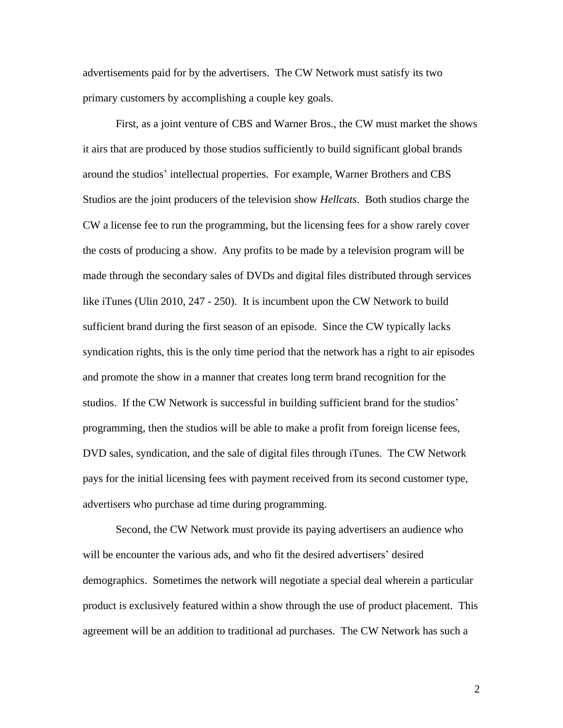advertisements paid for by the advertisers. The CW Network must satisfy its two primary customers by accomplishing a couple key goals.

First, as a joint venture of CBS and Warner Bros., the CW must market the shows it airs that are produced by those studios sufficiently to build significant global brands around the studios' intellectual properties. For example, Warner Brothers and CBS Studios are the joint producers of the television show *Hellcats*. Both studios charge the CW a license fee to run the programming, but the licensing fees for a show rarely cover the costs of producing a show. Any profits to be made by a television program will be made through the secondary sales of DVDs and digital files distributed through services like iTunes (Ulin 2010, 247 - 250). It is incumbent upon the CW Network to build sufficient brand during the first season of an episode. Since the CW typically lacks syndication rights, this is the only time period that the network has a right to air episodes and promote the show in a manner that creates long term brand recognition for the studios. If the CW Network is successful in building sufficient brand for the studios' programming, then the studios will be able to make a profit from foreign license fees, DVD sales, syndication, and the sale of digital files through iTunes. The CW Network pays for the initial licensing fees with payment received from its second customer type, advertisers who purchase ad time during programming.

Second, the CW Network must provide its paying advertisers an audience who will be encounter the various ads, and who fit the desired advertisers' desired demographics. Sometimes the network will negotiate a special deal wherein a particular product is exclusively featured within a show through the use of product placement. This agreement will be an addition to traditional ad purchases. The CW Network has such a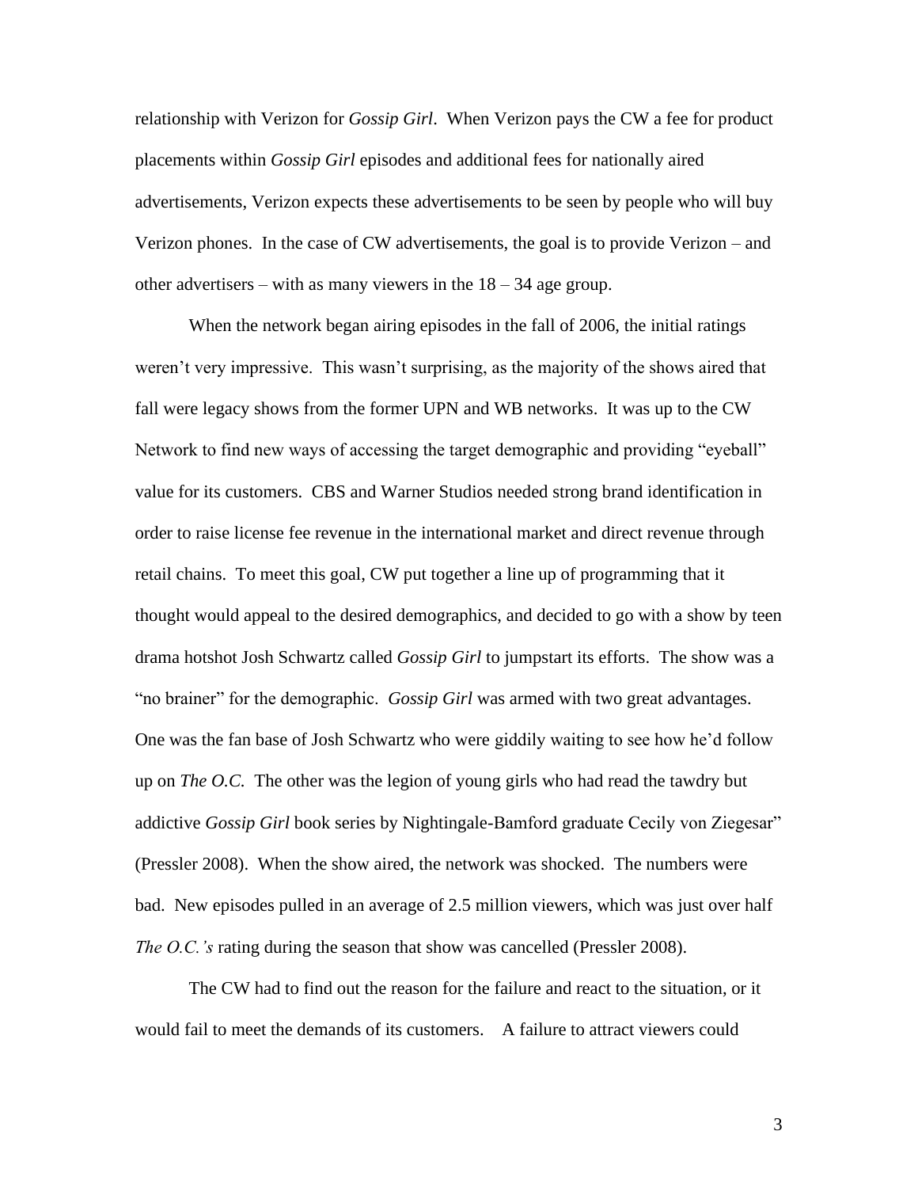relationship with Verizon for *Gossip Girl*. When Verizon pays the CW a fee for product placements within *Gossip Girl* episodes and additional fees for nationally aired advertisements, Verizon expects these advertisements to be seen by people who will buy Verizon phones. In the case of CW advertisements, the goal is to provide Verizon – and other advertisers – with as many viewers in the 18 – 34 age group.

When the network began airing episodes in the fall of 2006, the initial ratings weren't very impressive. This wasn't surprising, as the majority of the shows aired that fall were legacy shows from the former UPN and WB networks. It was up to the CW Network to find new ways of accessing the target demographic and providing "eyeball" value for its customers. CBS and Warner Studios needed strong brand identification in order to raise license fee revenue in the international market and direct revenue through retail chains. To meet this goal, CW put together a line up of programming that it thought would appeal to the desired demographics, and decided to go with a show by teen drama hotshot Josh Schwartz called *Gossip Girl* to jumpstart its efforts. The show was a "no brainer" for the demographic. *Gossip Girl* was armed with two great advantages. One was the fan base of Josh Schwartz who were giddily waiting to see how he'd follow up on *The O.C.* The other was the legion of young girls who had read the tawdry but addictive *Gossip Girl* book series by Nightingale-Bamford graduate Cecily von Ziegesar" (Pressler 2008). When the show aired, the network was shocked. The numbers were bad. New episodes pulled in an average of 2.5 million viewers, which was just over half *The O.C.'s* rating during the season that show was cancelled (Pressler 2008).

The CW had to find out the reason for the failure and react to the situation, or it would fail to meet the demands of its customers. A failure to attract viewers could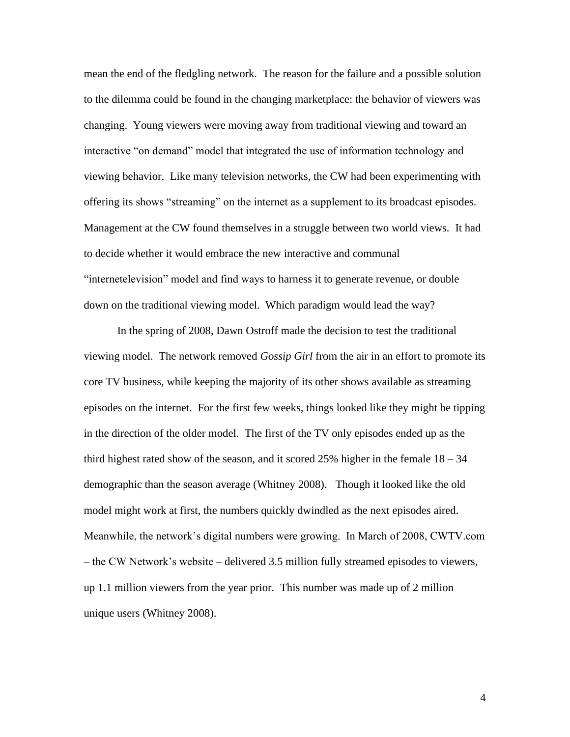mean the end of the fledgling network. The reason for the failure and a possible solution to the dilemma could be found in the changing marketplace: the behavior of viewers was changing. Young viewers were moving away from traditional viewing and toward an interactive "on demand" model that integrated the use of information technology and viewing behavior. Like many television networks, the CW had been experimenting with offering its shows "streaming" on the internet as a supplement to its broadcast episodes. Management at the CW found themselves in a struggle between two world views. It had to decide whether it would embrace the new interactive and communal "internetelevision" model and find ways to harness it to generate revenue, or double down on the traditional viewing model. Which paradigm would lead the way?

In the spring of 2008, Dawn Ostroff made the decision to test the traditional viewing model. The network removed *Gossip Girl* from the air in an effort to promote its core TV business, while keeping the majority of its other shows available as streaming episodes on the internet. For the first few weeks, things looked like they might be tipping in the direction of the older model. The first of the TV only episodes ended up as the third highest rated show of the season, and it scored 25% higher in the female 18 – 34 demographic than the season average (Whitney 2008). Though it looked like the old model might work at first, the numbers quickly dwindled as the next episodes aired. Meanwhile, the network's digital numbers were growing. In March of 2008, CWTV.com – the CW Network's website – delivered 3.5 million fully streamed episodes to viewers, up 1.1 million viewers from the year prior. This number was made up of 2 million unique users (Whitney 2008).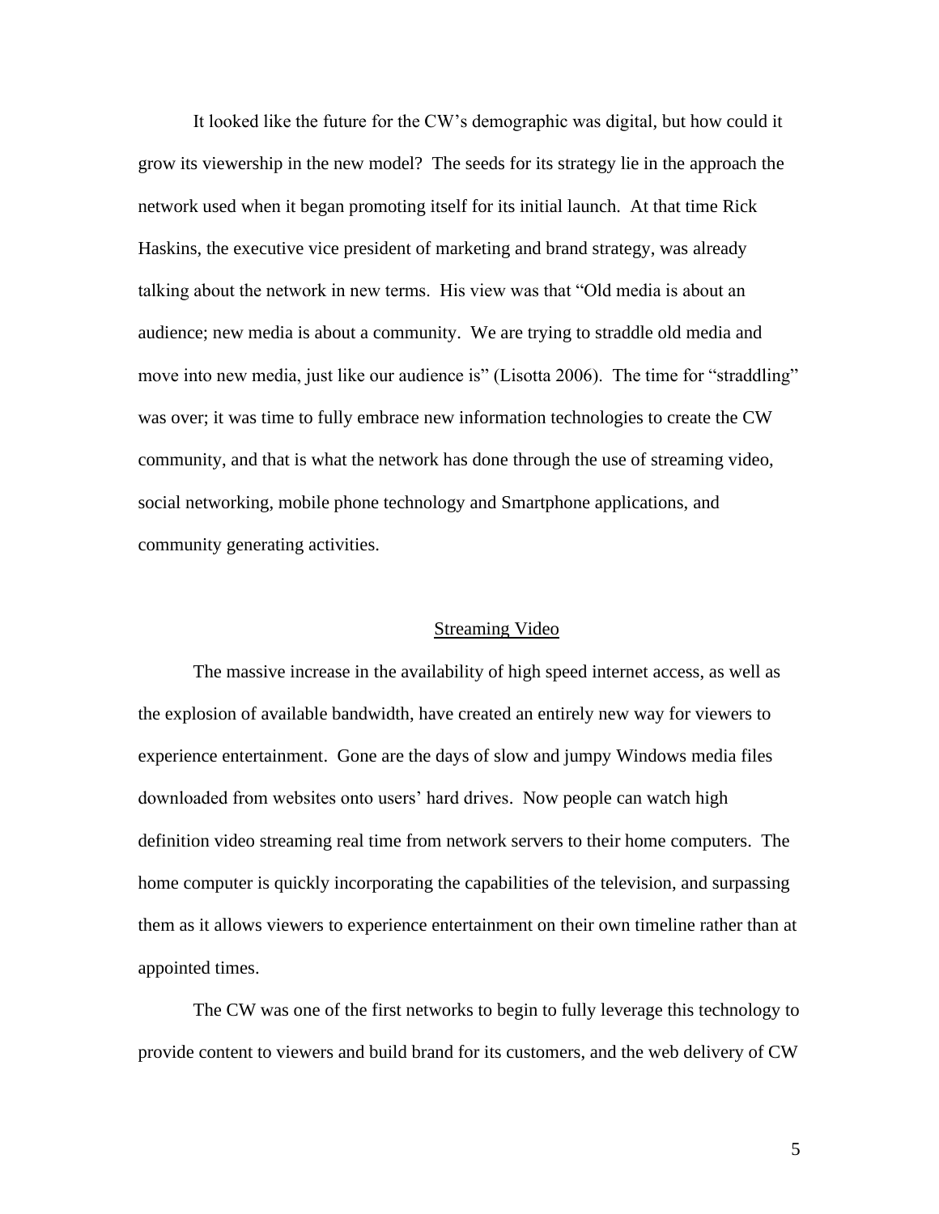It looked like the future for the CW's demographic was digital, but how could it grow its viewership in the new model? The seeds for its strategy lie in the approach the network used when it began promoting itself for its initial launch. At that time Rick Haskins, the executive vice president of marketing and brand strategy, was already talking about the network in new terms. His view was that "Old media is about an audience; new media is about a community. We are trying to straddle old media and move into new media, just like our audience is" (Lisotta 2006). The time for "straddling" was over; it was time to fully embrace new information technologies to create the CW community, and that is what the network has done through the use of streaming video, social networking, mobile phone technology and Smartphone applications, and community generating activities.

## Streaming Video

The massive increase in the availability of high speed internet access, as well as the explosion of available bandwidth, have created an entirely new way for viewers to experience entertainment. Gone are the days of slow and jumpy Windows media files downloaded from websites onto users' hard drives. Now people can watch high definition video streaming real time from network servers to their home computers. The home computer is quickly incorporating the capabilities of the television, and surpassing them as it allows viewers to experience entertainment on their own timeline rather than at appointed times.

The CW was one of the first networks to begin to fully leverage this technology to provide content to viewers and build brand for its customers, and the web delivery of CW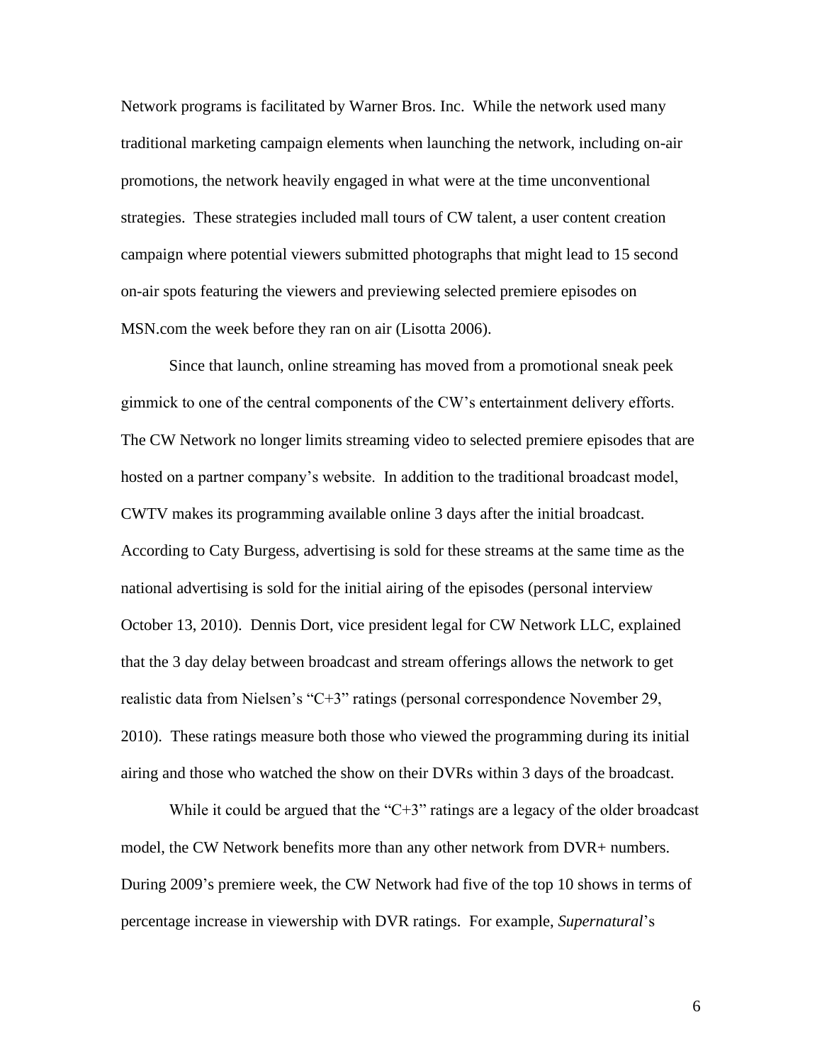Network programs is facilitated by Warner Bros. Inc. While the network used many traditional marketing campaign elements when launching the network, including on-air promotions, the network heavily engaged in what were at the time unconventional strategies. These strategies included mall tours of CW talent, a user content creation campaign where potential viewers submitted photographs that might lead to 15 second on-air spots featuring the viewers and previewing selected premiere episodes on MSN.com the week before they ran on air (Lisotta 2006).

Since that launch, online streaming has moved from a promotional sneak peek gimmick to one of the central components of the CW's entertainment delivery efforts. The CW Network no longer limits streaming video to selected premiere episodes that are hosted on a partner company's website. In addition to the traditional broadcast model, CWTV makes its programming available online 3 days after the initial broadcast. According to Caty Burgess, advertising is sold for these streams at the same time as the national advertising is sold for the initial airing of the episodes (personal interview October 13, 2010). Dennis Dort, vice president legal for CW Network LLC, explained that the 3 day delay between broadcast and stream offerings allows the network to get realistic data from Nielsen's "C+3" ratings (personal correspondence November 29, 2010). These ratings measure both those who viewed the programming during its initial airing and those who watched the show on their DVRs within 3 days of the broadcast.

While it could be argued that the "C+3" ratings are a legacy of the older broadcast model, the CW Network benefits more than any other network from DVR+ numbers. During 2009's premiere week, the CW Network had five of the top 10 shows in terms of percentage increase in viewership with DVR ratings. For example, *Supernatural*'s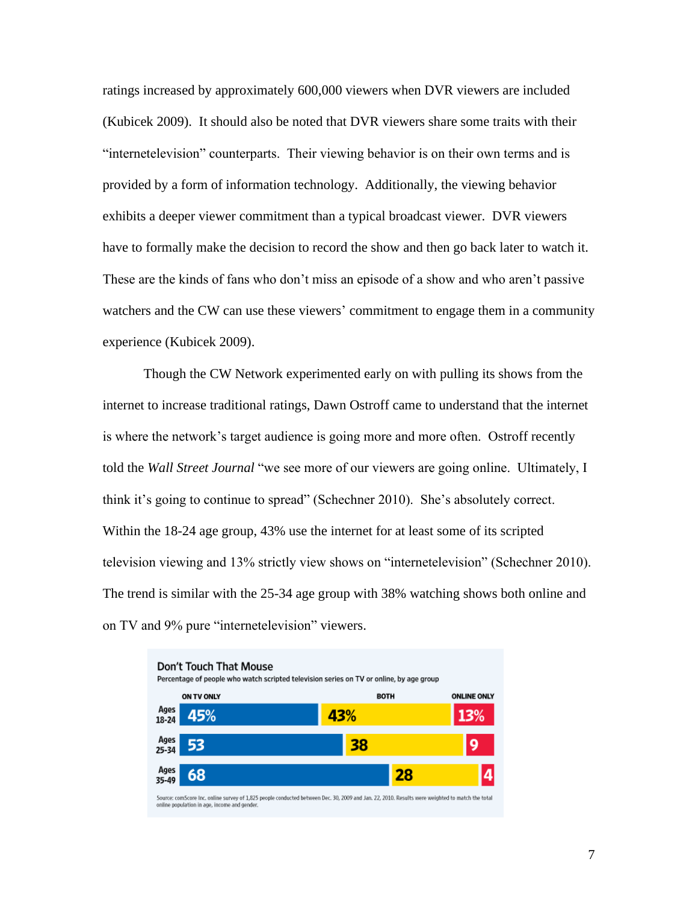ratings increased by approximately 600,000 viewers when DVR viewers are included (Kubicek 2009). It should also be noted that DVR viewers share some traits with their "internetelevision" counterparts. Their viewing behavior is on their own terms and is provided by a form of information technology. Additionally, the viewing behavior exhibits a deeper viewer commitment than a typical broadcast viewer. DVR viewers have to formally make the decision to record the show and then go back later to watch it. These are the kinds of fans who don't miss an episode of a show and who aren't passive watchers and the CW can use these viewers' commitment to engage them in a community experience (Kubicek 2009).

Though the CW Network experimented early on with pulling its shows from the internet to increase traditional ratings, Dawn Ostroff came to understand that the internet is where the network's target audience is going more and more often. Ostroff recently told the *Wall Street Journal* "we see more of our viewers are going online. Ultimately, I think it's going to continue to spread" (Schechner 2010). She's absolutely correct. Within the 18-24 age group, 43% use the internet for at least some of its scripted television viewing and 13% strictly view shows on "internetelevision" (Schechner 2010). The trend is similar with the 25-34 age group with 38% watching shows both online and on TV and 9% pure "internetelevision" viewers.

**Don't Touch That Mouse**

Percentage of people who watch scripted television series on TV or online, by age group

| | ON TV ONLY | BOTH | ONLINE ONLY |
|---|---|---|---|
| Ages 18-24 | 45% | 43% | 13% |
| Ages 25-34 | 53 | 38 | 9 |
| Ages 35-49 | 68 | 28 | 4 |

Source: comScore Inc. online survey of 1,825 people conducted between Dec. 30, 2009 and Jan. 22, 2010. Results were weighted to match the total online population in age, income and gender.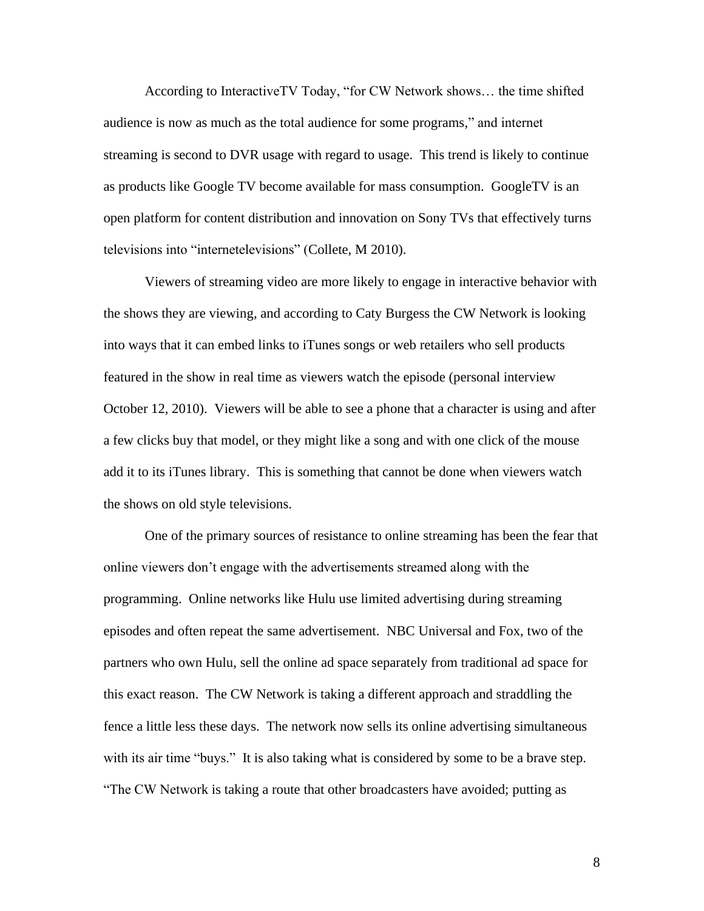According to InteractiveTV Today, "for CW Network shows… the time shifted audience is now as much as the total audience for some programs," and internet streaming is second to DVR usage with regard to usage. This trend is likely to continue as products like Google TV become available for mass consumption. GoogleTV is an open platform for content distribution and innovation on Sony TVs that effectively turns televisions into "internetelevisions" (Collete, M 2010).

Viewers of streaming video are more likely to engage in interactive behavior with the shows they are viewing, and according to Caty Burgess the CW Network is looking into ways that it can embed links to iTunes songs or web retailers who sell products featured in the show in real time as viewers watch the episode (personal interview October 12, 2010). Viewers will be able to see a phone that a character is using and after a few clicks buy that model, or they might like a song and with one click of the mouse add it to its iTunes library. This is something that cannot be done when viewers watch the shows on old style televisions.

One of the primary sources of resistance to online streaming has been the fear that online viewers don't engage with the advertisements streamed along with the programming. Online networks like Hulu use limited advertising during streaming episodes and often repeat the same advertisement. NBC Universal and Fox, two of the partners who own Hulu, sell the online ad space separately from traditional ad space for this exact reason. The CW Network is taking a different approach and straddling the fence a little less these days. The network now sells its online advertising simultaneous with its air time "buys." It is also taking what is considered by some to be a brave step. "The CW Network is taking a route that other broadcasters have avoided; putting as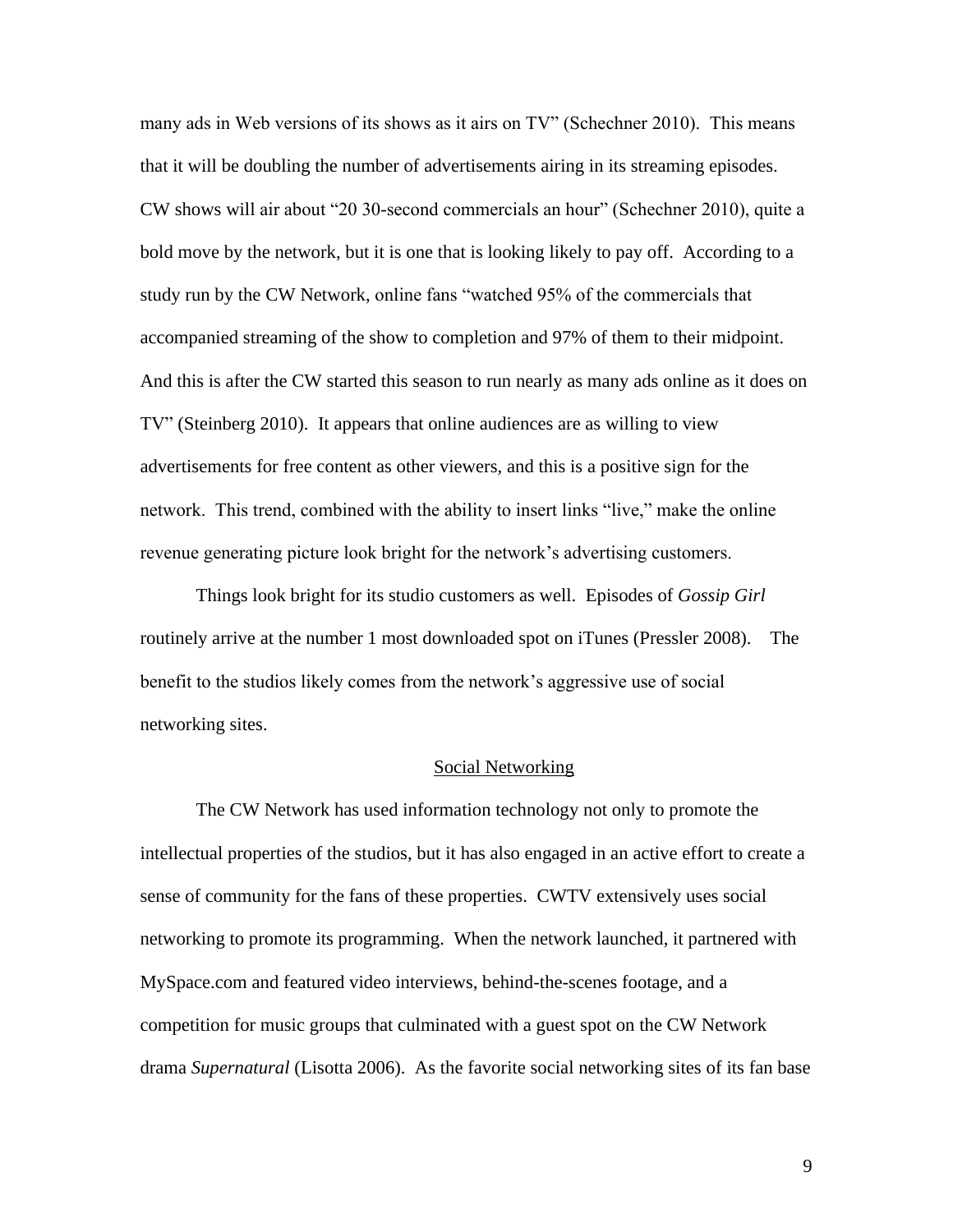many ads in Web versions of its shows as it airs on TV" (Schechner 2010). This means that it will be doubling the number of advertisements airing in its streaming episodes. CW shows will air about "20 30-second commercials an hour" (Schechner 2010), quite a bold move by the network, but it is one that is looking likely to pay off. According to a study run by the CW Network, online fans "watched 95% of the commercials that accompanied streaming of the show to completion and 97% of them to their midpoint. And this is after the CW started this season to run nearly as many ads online as it does on TV" (Steinberg 2010). It appears that online audiences are as willing to view advertisements for free content as other viewers, and this is a positive sign for the network. This trend, combined with the ability to insert links "live," make the online revenue generating picture look bright for the network's advertising customers.

Things look bright for its studio customers as well. Episodes of *Gossip Girl* routinely arrive at the number 1 most downloaded spot on iTunes (Pressler 2008). The benefit to the studios likely comes from the network's aggressive use of social networking sites.

## Social Networking

The CW Network has used information technology not only to promote the intellectual properties of the studios, but it has also engaged in an active effort to create a sense of community for the fans of these properties. CWTV extensively uses social networking to promote its programming. When the network launched, it partnered with MySpace.com and featured video interviews, behind-the-scenes footage, and a competition for music groups that culminated with a guest spot on the CW Network drama *Supernatural* (Lisotta 2006). As the favorite social networking sites of its fan base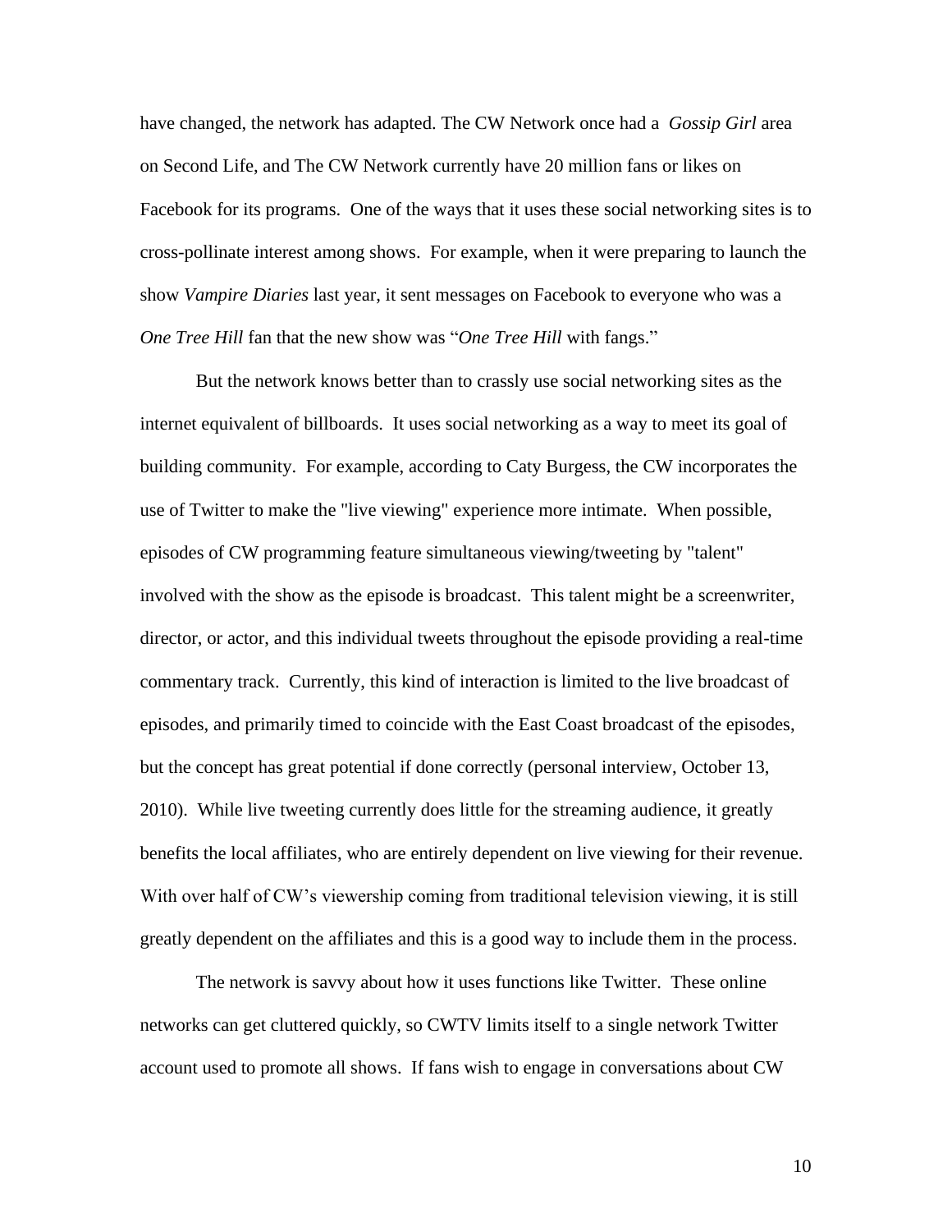have changed, the network has adapted. The CW Network once had a *Gossip Girl* area on Second Life, and The CW Network currently have 20 million fans or likes on Facebook for its programs. One of the ways that it uses these social networking sites is to cross-pollinate interest among shows. For example, when it were preparing to launch the show *Vampire Diaries* last year, it sent messages on Facebook to everyone who was a *One Tree Hill* fan that the new show was "*One Tree Hill* with fangs."

But the network knows better than to crassly use social networking sites as the internet equivalent of billboards. It uses social networking as a way to meet its goal of building community. For example, according to Caty Burgess, the CW incorporates the use of Twitter to make the "live viewing" experience more intimate. When possible, episodes of CW programming feature simultaneous viewing/tweeting by "talent" involved with the show as the episode is broadcast. This talent might be a screenwriter, director, or actor, and this individual tweets throughout the episode providing a real-time commentary track. Currently, this kind of interaction is limited to the live broadcast of episodes, and primarily timed to coincide with the East Coast broadcast of the episodes, but the concept has great potential if done correctly (personal interview, October 13, 2010). While live tweeting currently does little for the streaming audience, it greatly benefits the local affiliates, who are entirely dependent on live viewing for their revenue. With over half of CW's viewership coming from traditional television viewing, it is still greatly dependent on the affiliates and this is a good way to include them in the process.

The network is savvy about how it uses functions like Twitter. These online networks can get cluttered quickly, so CWTV limits itself to a single network Twitter account used to promote all shows. If fans wish to engage in conversations about CW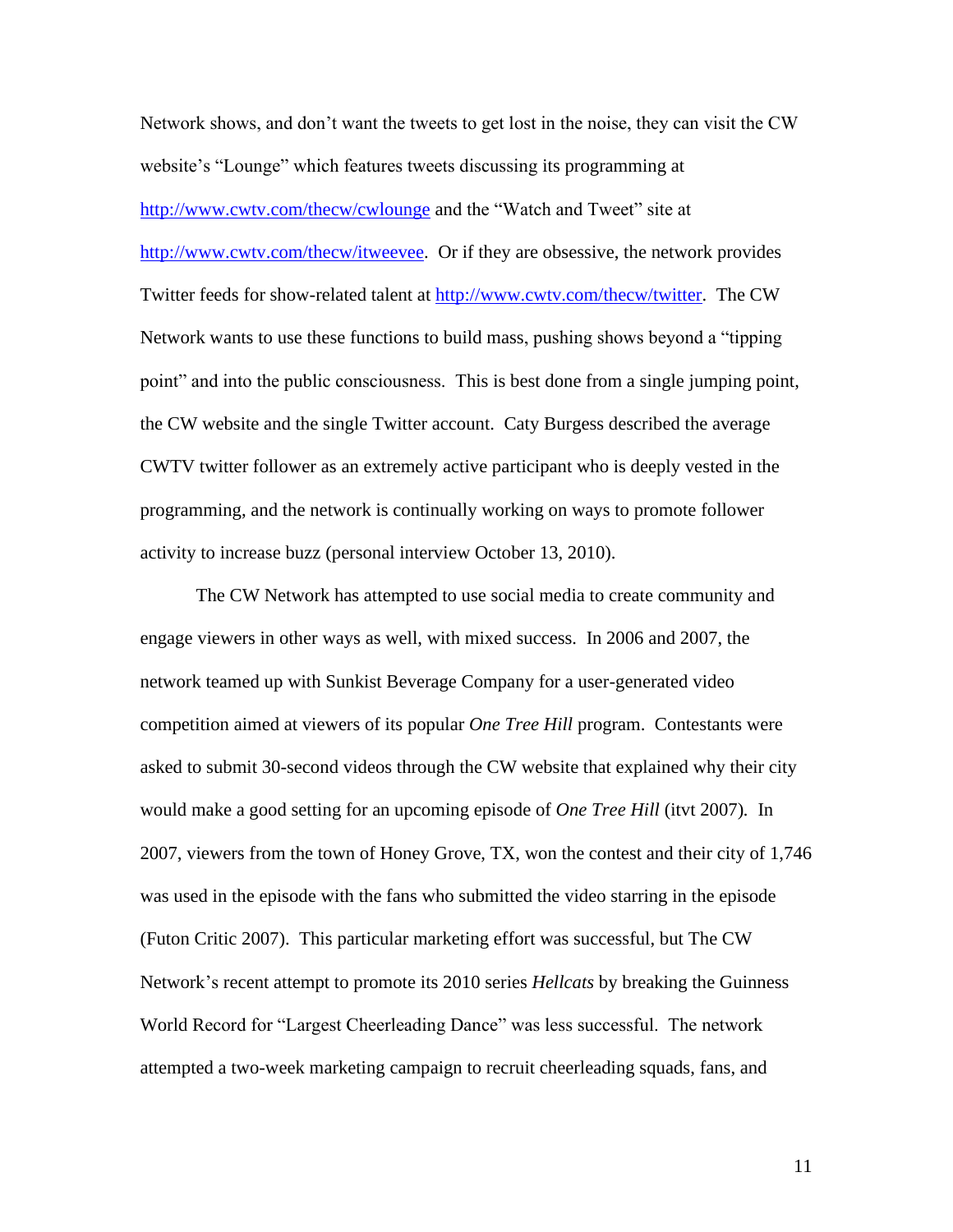Network shows, and don't want the tweets to get lost in the noise, they can visit the CW website's "Lounge" which features tweets discussing its programming at http://www.cwtv.com/thecw/cwlounge and the "Watch and Tweet" site at http://www.cwtv.com/thecw/itweevee. Or if they are obsessive, the network provides Twitter feeds for show-related talent at http://www.cwtv.com/thecw/twitter. The CW Network wants to use these functions to build mass, pushing shows beyond a "tipping point" and into the public consciousness. This is best done from a single jumping point, the CW website and the single Twitter account. Caty Burgess described the average CWTV twitter follower as an extremely active participant who is deeply vested in the programming, and the network is continually working on ways to promote follower activity to increase buzz (personal interview October 13, 2010).

The CW Network has attempted to use social media to create community and engage viewers in other ways as well, with mixed success. In 2006 and 2007, the network teamed up with Sunkist Beverage Company for a user-generated video competition aimed at viewers of its popular *One Tree Hill* program. Contestants were asked to submit 30-second videos through the CW website that explained why their city would make a good setting for an upcoming episode of *One Tree Hill* (itvt 2007). In 2007, viewers from the town of Honey Grove, TX, won the contest and their city of 1,746 was used in the episode with the fans who submitted the video starring in the episode (Futon Critic 2007). This particular marketing effort was successful, but The CW Network's recent attempt to promote its 2010 series *Hellcats* by breaking the Guinness World Record for "Largest Cheerleading Dance" was less successful. The network attempted a two-week marketing campaign to recruit cheerleading squads, fans, and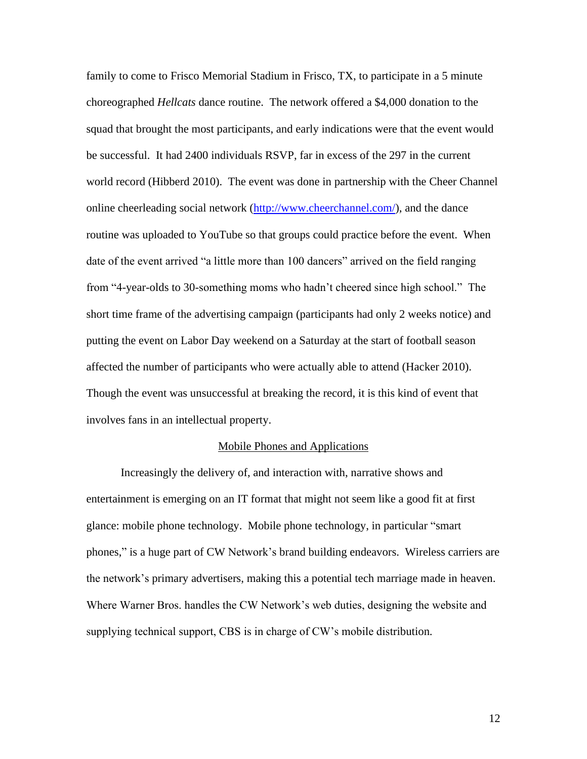family to come to Frisco Memorial Stadium in Frisco, TX, to participate in a 5 minute choreographed *Hellcats* dance routine. The network offered a $4,000 donation to the squad that brought the most participants, and early indications were that the event would be successful. It had 2400 individuals RSVP, far in excess of the 297 in the current world record (Hibberd 2010). The event was done in partnership with the Cheer Channel online cheerleading social network (http://www.cheerchannel.com/), and the dance routine was uploaded to YouTube so that groups could practice before the event. When date of the event arrived "a little more than 100 dancers" arrived on the field ranging from "4-year-olds to 30-something moms who hadn't cheered since high school." The short time frame of the advertising campaign (participants had only 2 weeks notice) and putting the event on Labor Day weekend on a Saturday at the start of football season affected the number of participants who were actually able to attend (Hacker 2010). Though the event was unsuccessful at breaking the record, it is this kind of event that involves fans in an intellectual property.

## Mobile Phones and Applications

Increasingly the delivery of, and interaction with, narrative shows and entertainment is emerging on an IT format that might not seem like a good fit at first glance: mobile phone technology. Mobile phone technology, in particular "smart phones," is a huge part of CW Network's brand building endeavors. Wireless carriers are the network's primary advertisers, making this a potential tech marriage made in heaven. Where Warner Bros. handles the CW Network's web duties, designing the website and supplying technical support, CBS is in charge of CW's mobile distribution.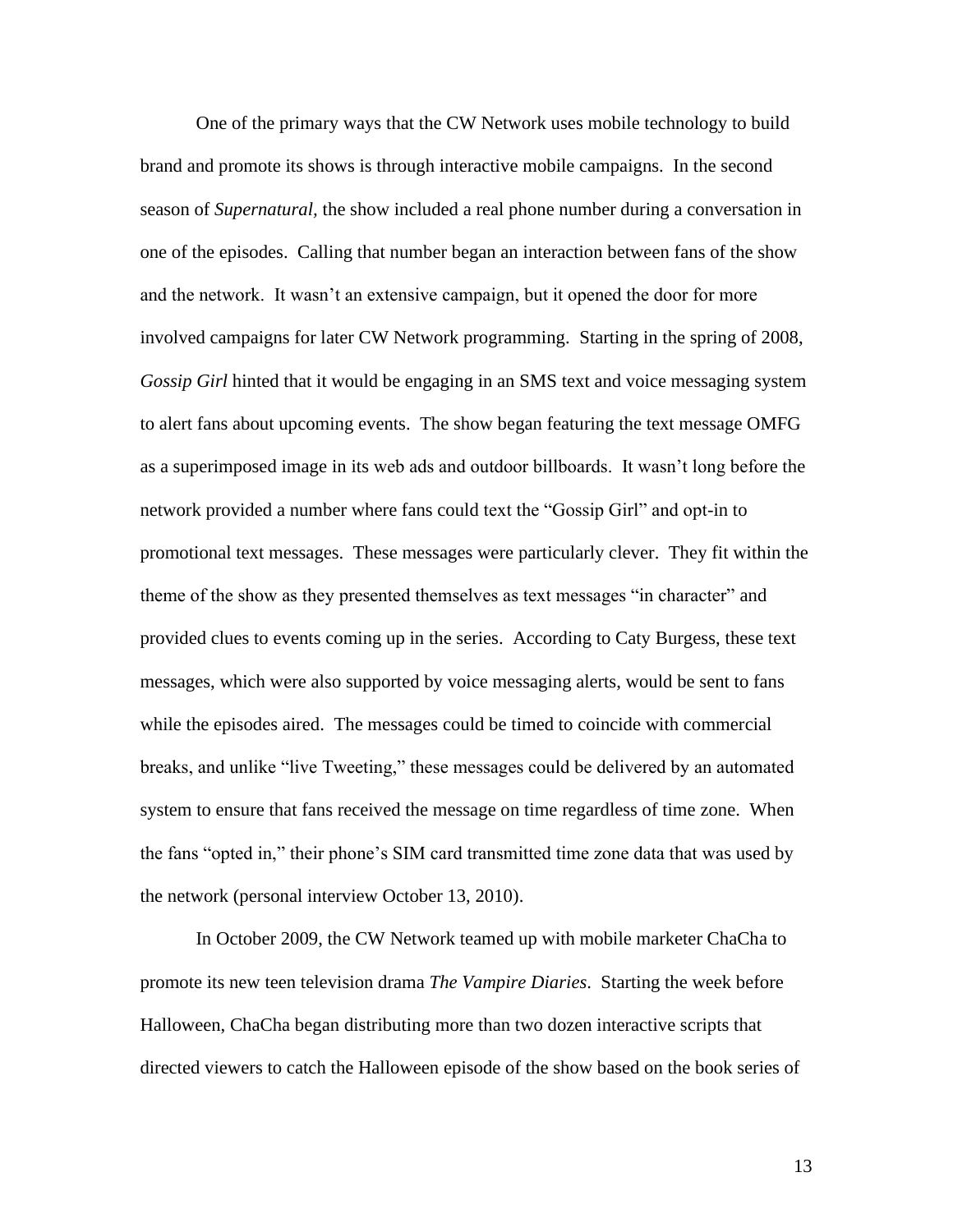One of the primary ways that the CW Network uses mobile technology to build brand and promote its shows is through interactive mobile campaigns. In the second season of *Supernatural*, the show included a real phone number during a conversation in one of the episodes. Calling that number began an interaction between fans of the show and the network. It wasn't an extensive campaign, but it opened the door for more involved campaigns for later CW Network programming. Starting in the spring of 2008, *Gossip Girl* hinted that it would be engaging in an SMS text and voice messaging system to alert fans about upcoming events. The show began featuring the text message OMFG as a superimposed image in its web ads and outdoor billboards. It wasn't long before the network provided a number where fans could text the "Gossip Girl" and opt-in to promotional text messages. These messages were particularly clever. They fit within the theme of the show as they presented themselves as text messages "in character" and provided clues to events coming up in the series. According to Caty Burgess, these text messages, which were also supported by voice messaging alerts, would be sent to fans while the episodes aired. The messages could be timed to coincide with commercial breaks, and unlike "live Tweeting," these messages could be delivered by an automated system to ensure that fans received the message on time regardless of time zone. When the fans "opted in," their phone's SIM card transmitted time zone data that was used by the network (personal interview October 13, 2010).

In October 2009, the CW Network teamed up with mobile marketer ChaCha to promote its new teen television drama *The Vampire Diaries*. Starting the week before Halloween, ChaCha began distributing more than two dozen interactive scripts that directed viewers to catch the Halloween episode of the show based on the book series of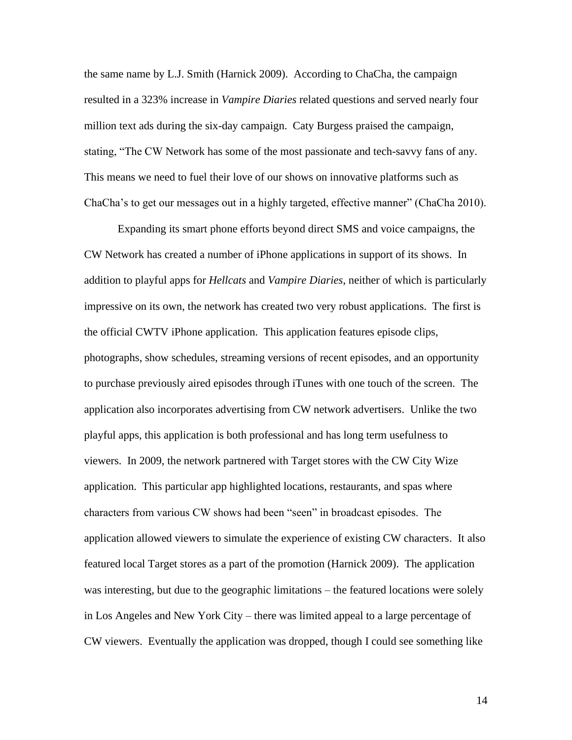the same name by L.J. Smith (Harnick 2009). According to ChaCha, the campaign resulted in a 323% increase in *Vampire Diaries* related questions and served nearly four million text ads during the six-day campaign. Caty Burgess praised the campaign, stating, "The CW Network has some of the most passionate and tech-savvy fans of any. This means we need to fuel their love of our shows on innovative platforms such as ChaCha's to get our messages out in a highly targeted, effective manner" (ChaCha 2010).

Expanding its smart phone efforts beyond direct SMS and voice campaigns, the CW Network has created a number of iPhone applications in support of its shows. In addition to playful apps for *Hellcats* and *Vampire Diaries*, neither of which is particularly impressive on its own, the network has created two very robust applications. The first is the official CWTV iPhone application. This application features episode clips, photographs, show schedules, streaming versions of recent episodes, and an opportunity to purchase previously aired episodes through iTunes with one touch of the screen. The application also incorporates advertising from CW network advertisers. Unlike the two playful apps, this application is both professional and has long term usefulness to viewers. In 2009, the network partnered with Target stores with the CW City Wize application. This particular app highlighted locations, restaurants, and spas where characters from various CW shows had been "seen" in broadcast episodes. The application allowed viewers to simulate the experience of existing CW characters. It also featured local Target stores as a part of the promotion (Harnick 2009). The application was interesting, but due to the geographic limitations – the featured locations were solely in Los Angeles and New York City – there was limited appeal to a large percentage of CW viewers. Eventually the application was dropped, though I could see something like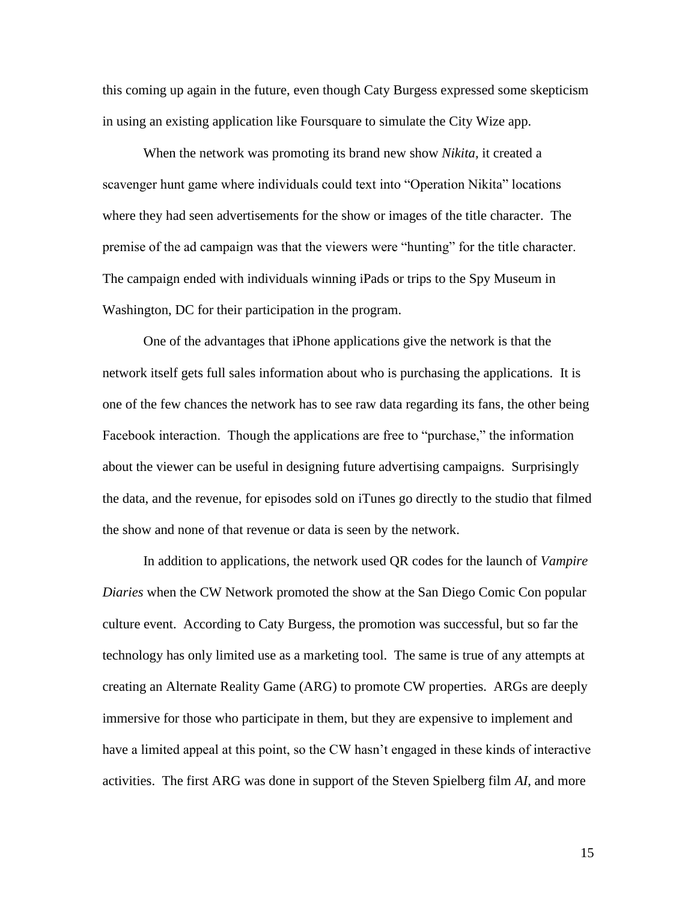this coming up again in the future, even though Caty Burgess expressed some skepticism in using an existing application like Foursquare to simulate the City Wize app.

When the network was promoting its brand new show *Nikita*, it created a scavenger hunt game where individuals could text into "Operation Nikita" locations where they had seen advertisements for the show or images of the title character. The premise of the ad campaign was that the viewers were "hunting" for the title character. The campaign ended with individuals winning iPads or trips to the Spy Museum in Washington, DC for their participation in the program.

One of the advantages that iPhone applications give the network is that the network itself gets full sales information about who is purchasing the applications. It is one of the few chances the network has to see raw data regarding its fans, the other being Facebook interaction. Though the applications are free to "purchase," the information about the viewer can be useful in designing future advertising campaigns. Surprisingly the data, and the revenue, for episodes sold on iTunes go directly to the studio that filmed the show and none of that revenue or data is seen by the network.

In addition to applications, the network used QR codes for the launch of *Vampire Diaries* when the CW Network promoted the show at the San Diego Comic Con popular culture event. According to Caty Burgess, the promotion was successful, but so far the technology has only limited use as a marketing tool. The same is true of any attempts at creating an Alternate Reality Game (ARG) to promote CW properties. ARGs are deeply immersive for those who participate in them, but they are expensive to implement and have a limited appeal at this point, so the CW hasn't engaged in these kinds of interactive activities. The first ARG was done in support of the Steven Spielberg film *AI*, and more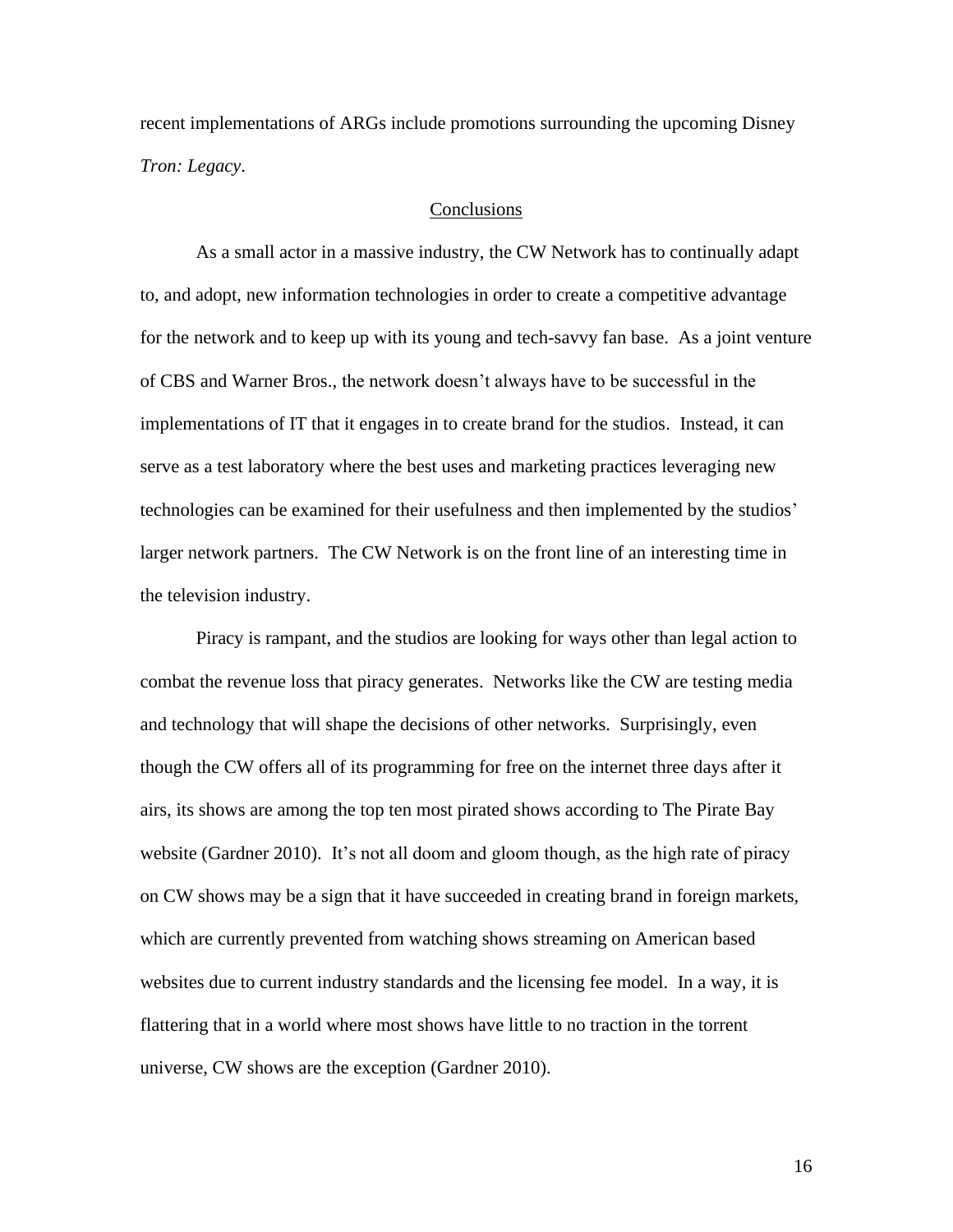recent implementations of ARGs include promotions surrounding the upcoming Disney *Tron: Legacy*.

## Conclusions

As a small actor in a massive industry, the CW Network has to continually adapt to, and adopt, new information technologies in order to create a competitive advantage for the network and to keep up with its young and tech-savvy fan base. As a joint venture of CBS and Warner Bros., the network doesn't always have to be successful in the implementations of IT that it engages in to create brand for the studios. Instead, it can serve as a test laboratory where the best uses and marketing practices leveraging new technologies can be examined for their usefulness and then implemented by the studios' larger network partners. The CW Network is on the front line of an interesting time in the television industry.

Piracy is rampant, and the studios are looking for ways other than legal action to combat the revenue loss that piracy generates. Networks like the CW are testing media and technology that will shape the decisions of other networks. Surprisingly, even though the CW offers all of its programming for free on the internet three days after it airs, its shows are among the top ten most pirated shows according to The Pirate Bay website (Gardner 2010). It's not all doom and gloom though, as the high rate of piracy on CW shows may be a sign that it have succeeded in creating brand in foreign markets, which are currently prevented from watching shows streaming on American based websites due to current industry standards and the licensing fee model. In a way, it is flattering that in a world where most shows have little to no traction in the torrent universe, CW shows are the exception (Gardner 2010).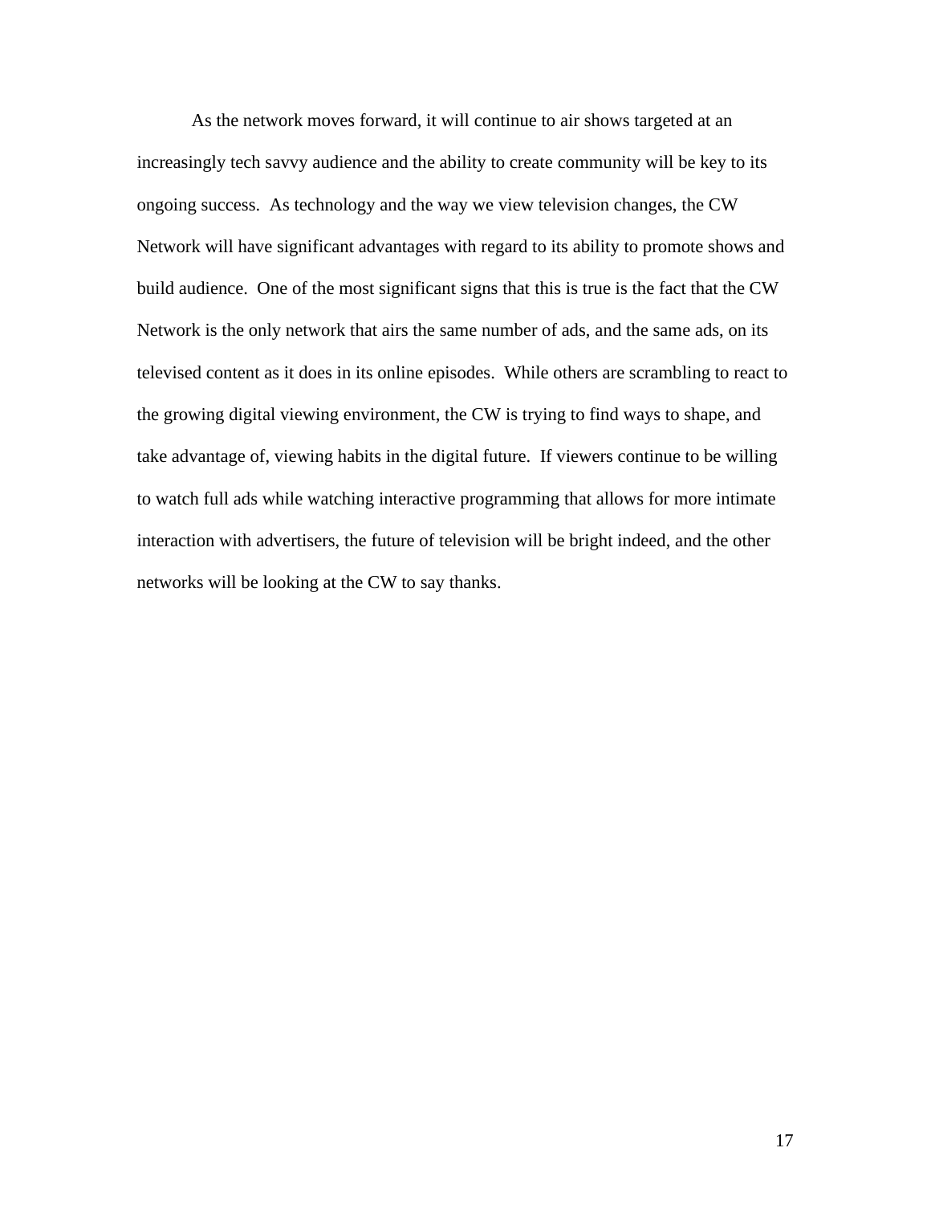As the network moves forward, it will continue to air shows targeted at an increasingly tech savvy audience and the ability to create community will be key to its ongoing success. As technology and the way we view television changes, the CW Network will have significant advantages with regard to its ability to promote shows and build audience. One of the most significant signs that this is true is the fact that the CW Network is the only network that airs the same number of ads, and the same ads, on its televised content as it does in its online episodes. While others are scrambling to react to the growing digital viewing environment, the CW is trying to find ways to shape, and take advantage of, viewing habits in the digital future. If viewers continue to be willing to watch full ads while watching interactive programming that allows for more intimate interaction with advertisers, the future of television will be bright indeed, and the other networks will be looking at the CW to say thanks.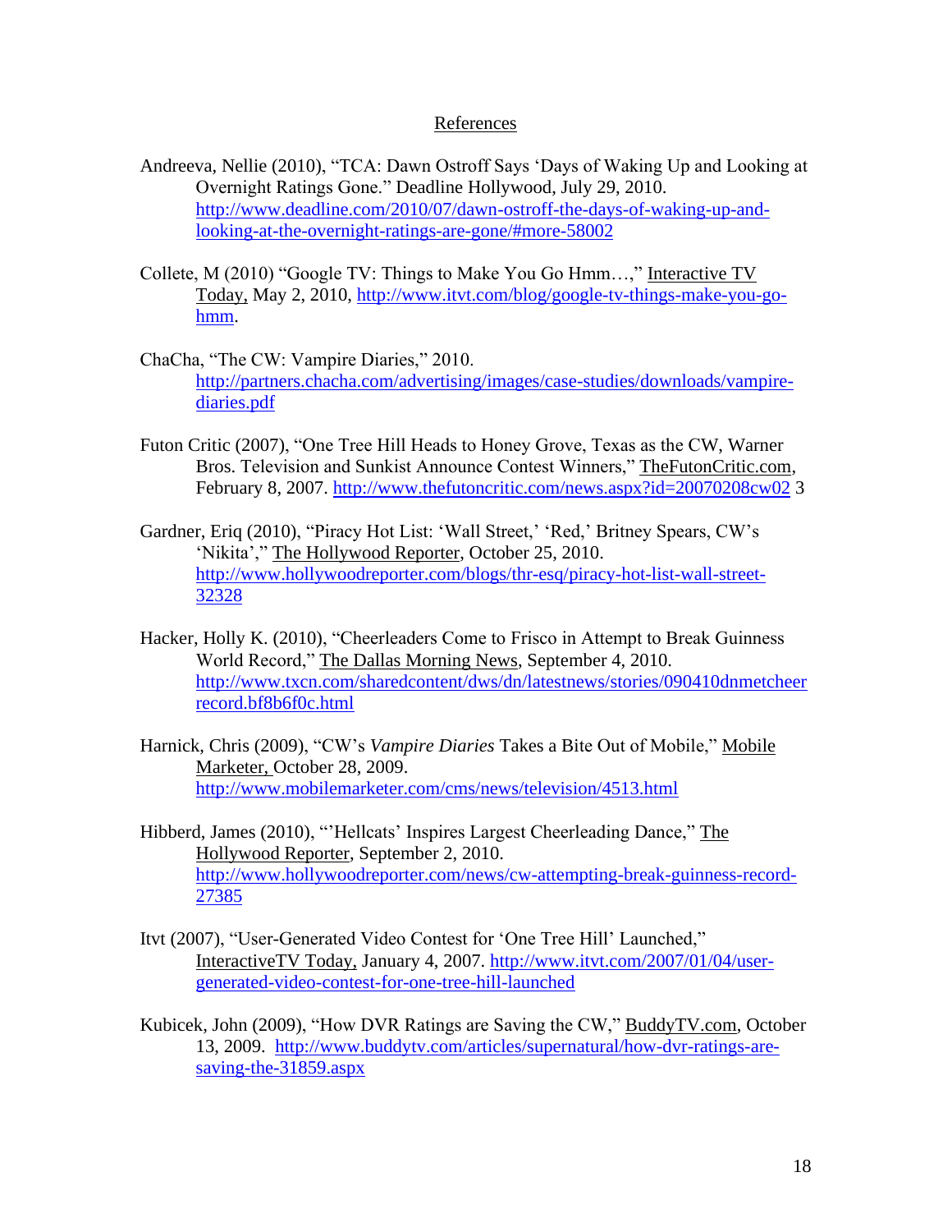## References

Andreeva, Nellie (2010), "TCA: Dawn Ostroff Says 'Days of Waking Up and Looking at Overnight Ratings Gone." Deadline Hollywood, July 29, 2010. http://www.deadline.com/2010/07/dawn-ostroff-the-days-of-waking-up-and-looking-at-the-overnight-ratings-are-gone/#more-58002

Collete, M (2010) "Google TV: Things to Make You Go Hmm…," Interactive TV Today, May 2, 2010, http://www.itvt.com/blog/google-tv-things-make-you-go-hmm.

ChaCha, "The CW: Vampire Diaries," 2010. http://partners.chacha.com/advertising/images/case-studies/downloads/vampire-diaries.pdf

Futon Critic (2007), "One Tree Hill Heads to Honey Grove, Texas as the CW, Warner Bros. Television and Sunkist Announce Contest Winners," TheFutonCritic.com, February 8, 2007. http://www.thefutoncritic.com/news.aspx?id=20070208cw02 3

Gardner, Eriq (2010), "Piracy Hot List: 'Wall Street,' 'Red,' Britney Spears, CW's 'Nikita'," The Hollywood Reporter, October 25, 2010. http://www.hollywoodreporter.com/blogs/thr-esq/piracy-hot-list-wall-street-32328

Hacker, Holly K. (2010), "Cheerleaders Come to Frisco in Attempt to Break Guinness World Record," The Dallas Morning News, September 4, 2010. http://www.txcn.com/sharedcontent/dws/dn/latestnews/stories/090410dnmetcheerrecord.bf8b6f0c.html

Harnick, Chris (2009), "CW's *Vampire Diaries* Takes a Bite Out of Mobile," Mobile Marketer, October 28, 2009. http://www.mobilemarketer.com/cms/news/television/4513.html

Hibberd, James (2010), "'Hellcats' Inspires Largest Cheerleading Dance," The Hollywood Reporter, September 2, 2010. http://www.hollywoodreporter.com/news/cw-attempting-break-guinness-record-27385

Itvt (2007), "User-Generated Video Contest for 'One Tree Hill' Launched," InteractiveTV Today, January 4, 2007. http://www.itvt.com/2007/01/04/user-generated-video-contest-for-one-tree-hill-launched

Kubicek, John (2009), "How DVR Ratings are Saving the CW," BuddyTV.com, October 13, 2009. http://www.buddytv.com/articles/supernatural/how-dvr-ratings-are-saving-the-31859.aspx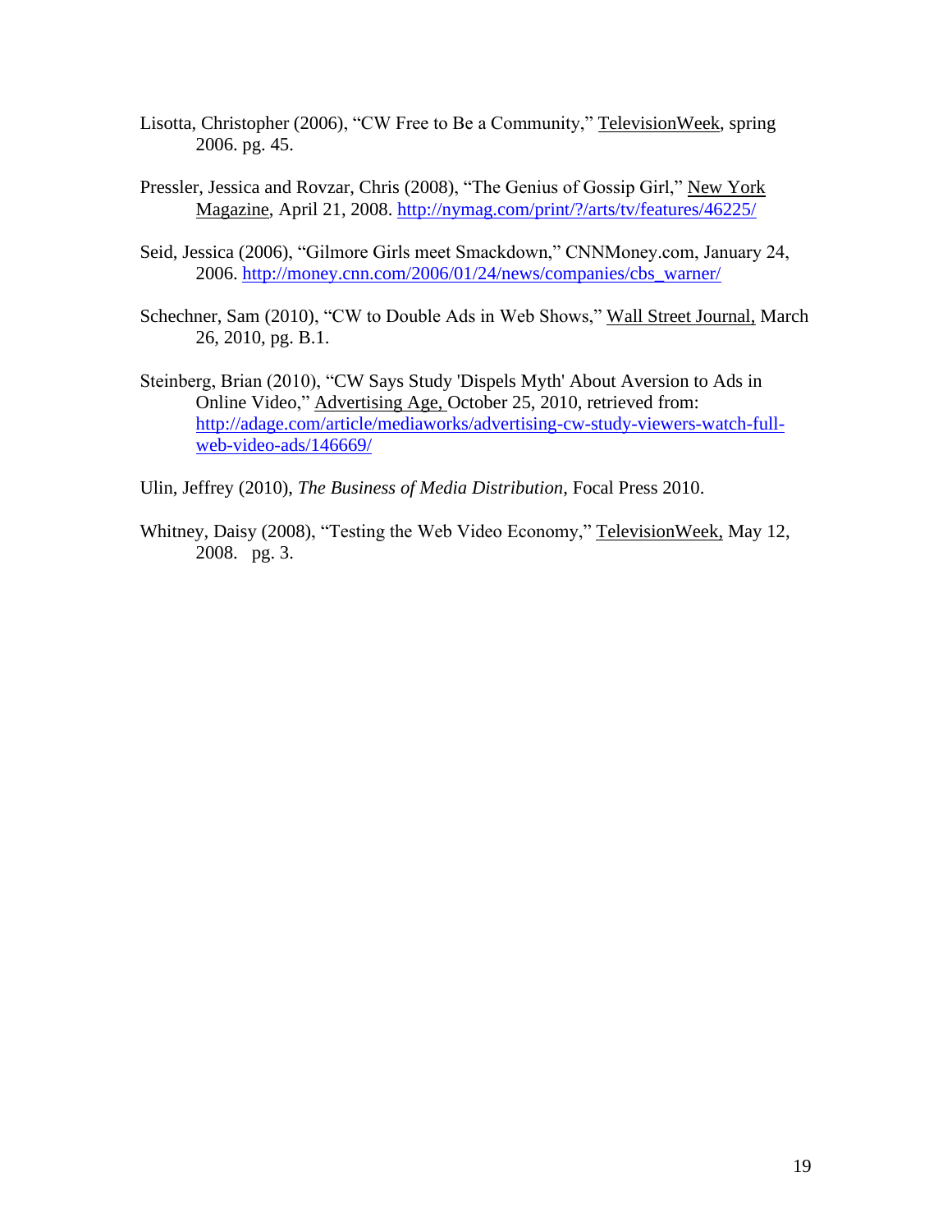Lisotta, Christopher (2006), "CW Free to Be a Community," TelevisionWeek, spring 2006. pg. 45.

Pressler, Jessica and Rovzar, Chris (2008), "The Genius of Gossip Girl," New York Magazine, April 21, 2008. http://nymag.com/print/?/arts/tv/features/46225/

Seid, Jessica (2006), "Gilmore Girls meet Smackdown," CNNMoney.com, January 24, 2006. http://money.cnn.com/2006/01/24/news/companies/cbs_warner/

Schechner, Sam (2010), "CW to Double Ads in Web Shows," Wall Street Journal, March 26, 2010, pg. B.1.

Steinberg, Brian (2010), "CW Says Study 'Dispels Myth' About Aversion to Ads in Online Video," Advertising Age, October 25, 2010, retrieved from: http://adage.com/article/mediaworks/advertising-cw-study-viewers-watch-full-web-video-ads/146669/

Ulin, Jeffrey (2010), *The Business of Media Distribution*, Focal Press 2010.

Whitney, Daisy (2008), "Testing the Web Video Economy," TelevisionWeek, May 12, 2008. pg. 3.